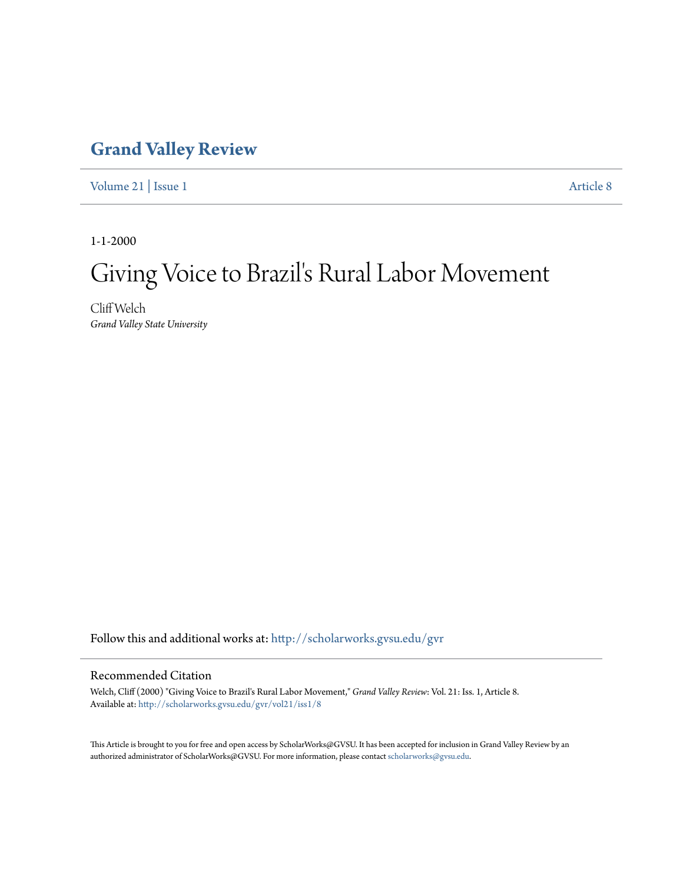# Grand Valley Review

Volume 21 | Issue 1 Article 8

1-1-2000

# Giving Voice to Brazil's Rural Labor Movement

Cliff Welch
*Grand Valley State University*

Follow this and additional works at: http://scholarworks.gvsu.edu/gvr

## Recommended Citation

Welch, Cliff (2000) "Giving Voice to Brazil's Rural Labor Movement," *Grand Valley Review*: Vol. 21: Iss. 1, Article 8.
Available at: http://scholarworks.gvsu.edu/gvr/vol21/iss1/8

This Article is brought to you for free and open access by ScholarWorks@GVSU. It has been accepted for inclusion in Grand Valley Review by an authorized administrator of ScholarWorks@GVSU. For more information, please contact scholarworks@gvsu.edu.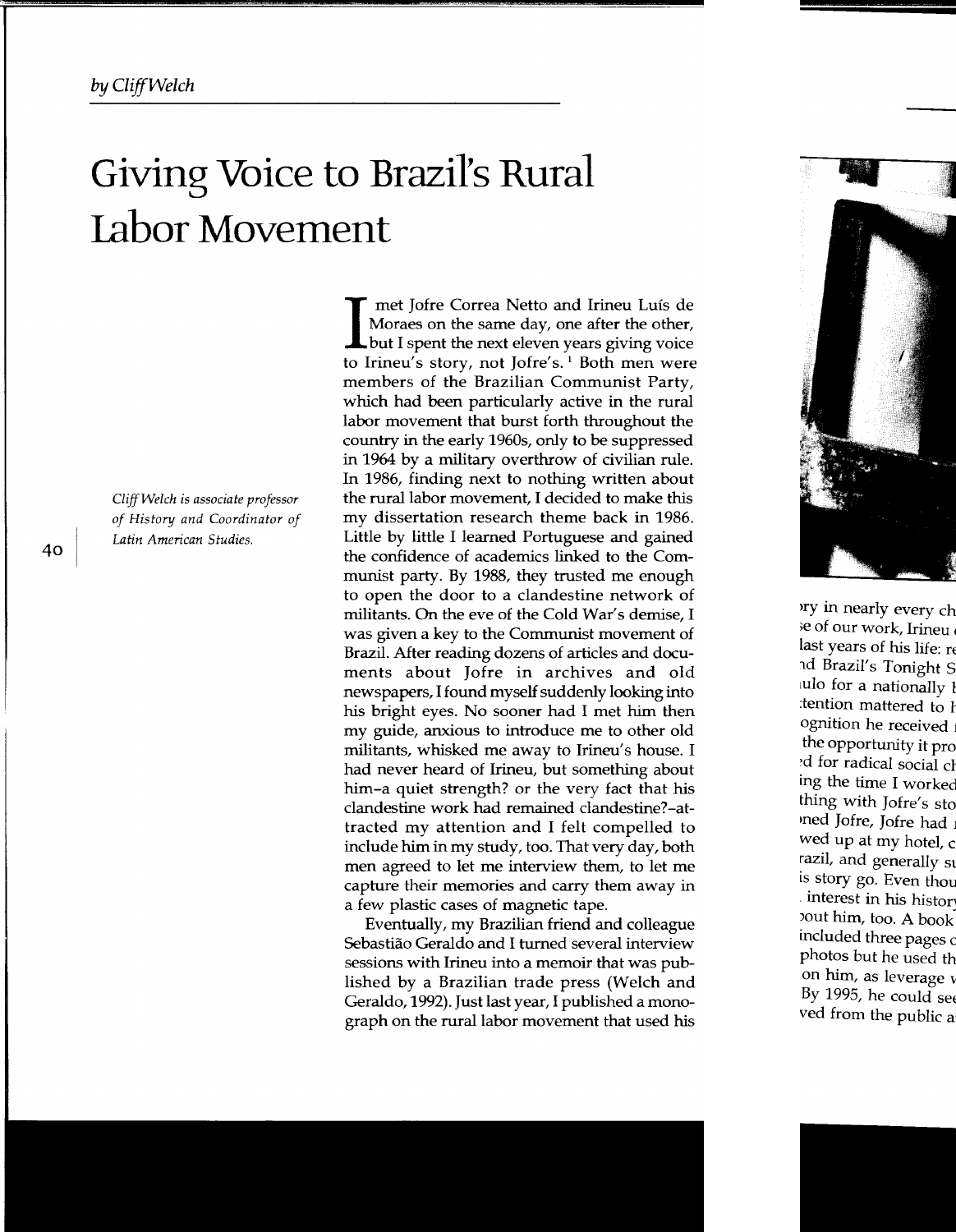*by Cliff Welch*

# Giving Voice to Brazil's Rural Labor Movement

*Cliff Welch is associate professor of History and Coordinator of Latin American Studies.*

I met Jofre Correa Netto and Irineu Luís de Moraes on the same day, one after the other, but I spent the next eleven years giving voice to Irineu's story, not Jofre's.[1] Both men were members of the Brazilian Communist Party, which had been particularly active in the rural labor movement that burst forth throughout the country in the early 1960s, only to be suppressed in 1964 by a military overthrow of civilian rule. In 1986, finding next to nothing written about the rural labor movement, I decided to make this my dissertation research theme back in 1986. Little by little I learned Portuguese and gained the confidence of academics linked to the Communist party. By 1988, they trusted me enough to open the door to a clandestine network of militants. On the eve of the Cold War's demise, I was given a key to the Communist movement of Brazil. After reading dozens of articles and documents about Jofre in archives and old newspapers, I found myself suddenly looking into his bright eyes. No sooner had I met him then my guide, anxious to introduce me to other old militants, whisked me away to Irineu's house. I had never heard of Irineu, but something about him–a quiet strength? or the very fact that his clandestine work had remained clandestine?–attracted my attention and I felt compelled to include him in my study, too. That very day, both men agreed to let me interview them, to let me capture their memories and carry them away in a few plastic cases of magnetic tape.

Eventually, my Brazilian friend and colleague Sebastião Geraldo and I turned several interview sessions with Irineu into a memoir that was published by a Brazilian trade press (Welch and Geraldo, 1992). Just last year, I published a monograph on the rural labor movement that used his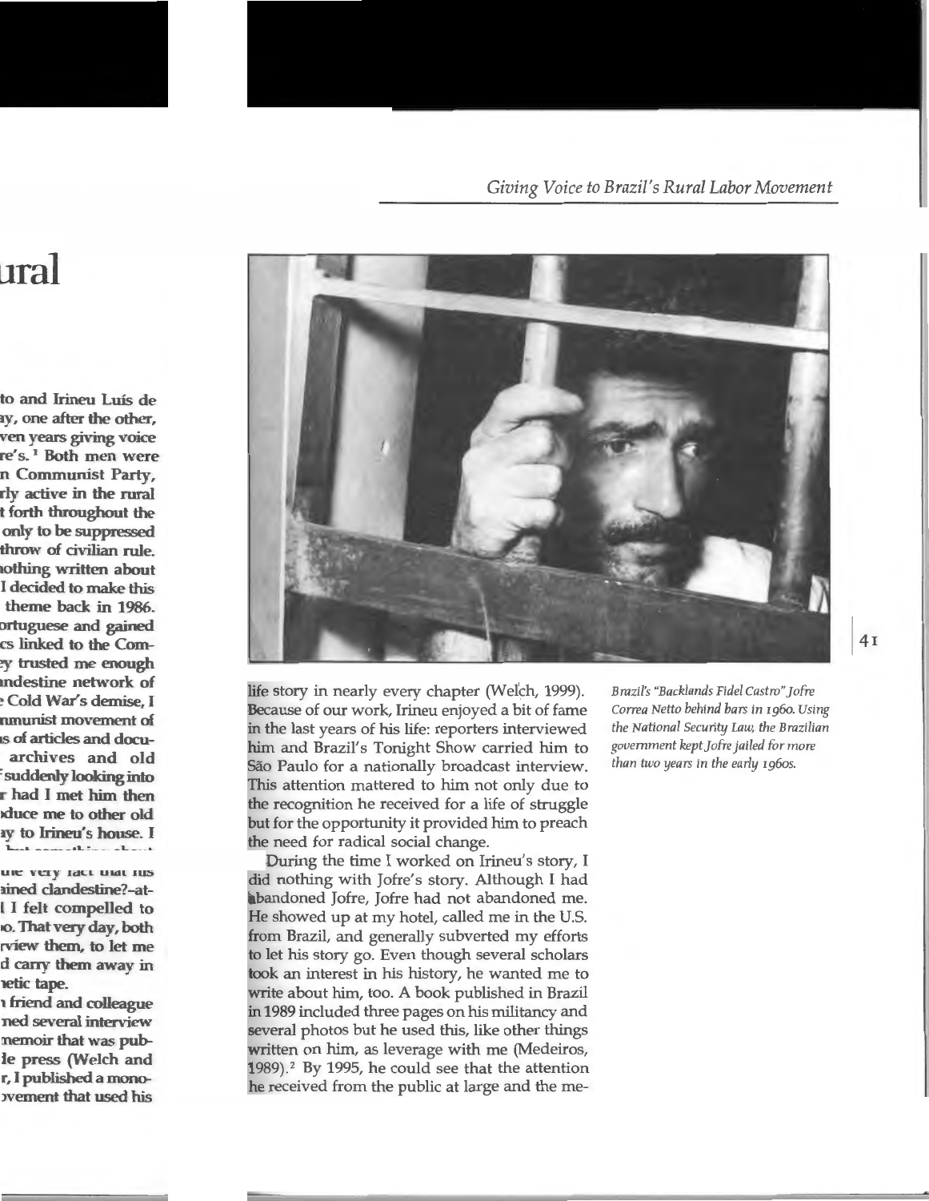life story in nearly every chapter (Welch, 1999). Because of our work, Irineu enjoyed a bit of fame in the last years of his life: reporters interviewed him and Brazil's Tonight Show carried him to São Paulo for a nationally broadcast interview. This attention mattered to him not only due to the recognition he received for a life of struggle but for the opportunity it provided him to preach the need for radical social change.

During the time I worked on Irineu's story, I did nothing with Jofre's story. Although I had abandoned Jofre, Jofre had not abandoned me. He showed up at my hotel, called me in the U.S. from Brazil, and generally subverted my efforts to let his story go. Even though several scholars took an interest in his history, he wanted me to write about him, too. A book published in Brazil in 1989 included three pages on his militancy and several photos but he used this, like other things written on him, as leverage with me (Medeiros, 1989).[2] By 1995, he could see that the attention he received from the public at large and the me-

*Brazil's "Backlands Fidel Castro" Jofre Correa Netto behind bars in 1960. Using the National Security Law, the Brazilian government kept Jofre jailed for more than two years in the early 1960s.*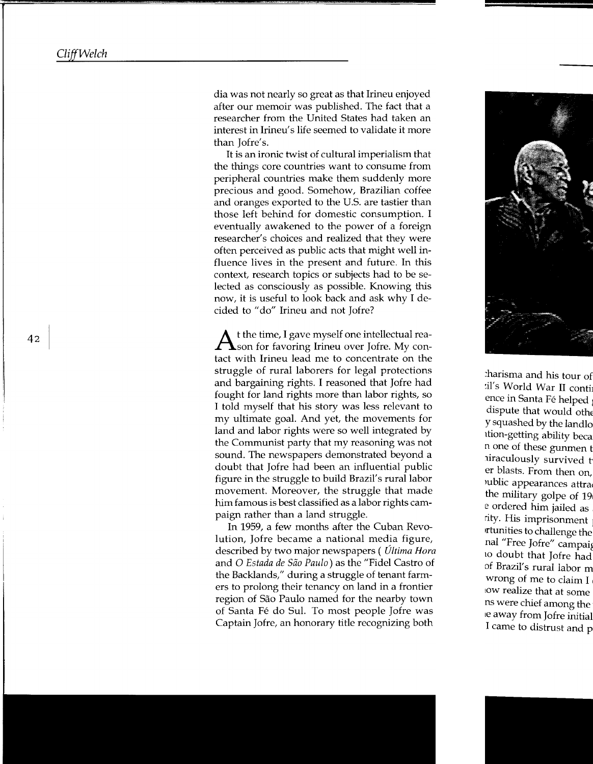dia was not nearly so great as that Irineu enjoyed after our memoir was published. The fact that a researcher from the United States had taken an interest in Irineu's life seemed to validate it more than Jofre's.

It is an ironic twist of cultural imperialism that the things core countries want to consume from peripheral countries make them suddenly more precious and good. Somehow, Brazilian coffee and oranges exported to the U.S. are tastier than those left behind for domestic consumption. I eventually awakened to the power of a foreign researcher's choices and realized that they were often perceived as public acts that might well influence lives in the present and future. In this context, research topics or subjects had to be selected as consciously as possible. Knowing this now, it is useful to look back and ask why I decided to "do" Irineu and not Jofre?

At the time, I gave myself one intellectual reason for favoring Irineu over Jofre. My contact with Irineu lead me to concentrate on the struggle of rural laborers for legal protections and bargaining rights. I reasoned that Jofre had fought for land rights more than labor rights, so I told myself that his story was less relevant to my ultimate goal. And yet, the movements for land and labor rights were so well integrated by the Communist party that my reasoning was not sound. The newspapers demonstrated beyond a doubt that Jofre had been an influential public figure in the struggle to build Brazil's rural labor movement. Moreover, the struggle that made him famous is best classified as a labor rights campaign rather than a land struggle.

In 1959, a few months after the Cuban Revolution, Jofre became a national media figure, described by two major newspapers (*Última Hora* and *O Estada de São Paulo*) as the "Fidel Castro of the Backlands," during a struggle of tenant farmers to prolong their tenancy on land in a frontier region of São Paulo named for the nearby town of Santa Fé do Sul. To most people Jofre was Captain Jofre, an honorary title recognizing both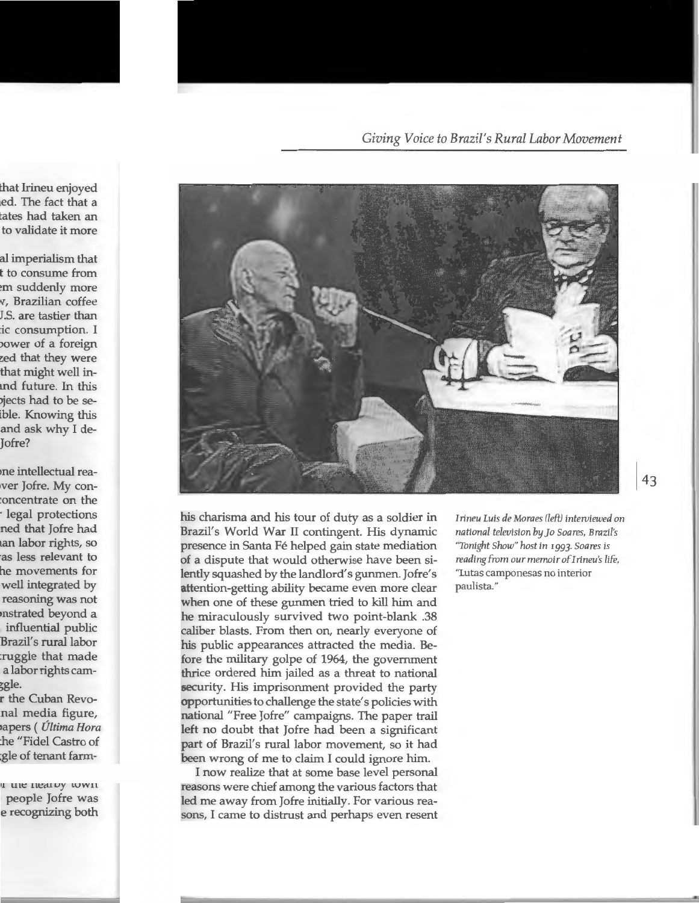his charisma and his tour of duty as a soldier in Brazil's World War II contingent. His dynamic presence in Santa Fé helped gain state mediation of a dispute that would otherwise have been silently squashed by the landlord's gunmen. Jofre's attention-getting ability became even more clear when one of these gunmen tried to kill him and he miraculously survived two point-blank .38 caliber blasts. From then on, nearly everyone of his public appearances attracted the media. Before the military golpe of 1964, the government thrice ordered him jailed as a threat to national security. His imprisonment provided the party opportunities to challenge the state's policies with national "Free Jofre" campaigns. The paper trail left no doubt that Jofre had been a significant part of Brazil's rural labor movement, so it had been wrong of me to claim I could ignore him.

I now realize that at some base level personal reasons were chief among the various factors that led me away from Jofre initially. For various reasons, I came to distrust and perhaps even resent

*Irineu Luis de Moraes (left) interviewed on national television by Jo Soares, Brazil's "Tonight Show" host in 1993. Soares is reading from our memoir of Irineu's life, "Lutas camponesas no interior paulista."*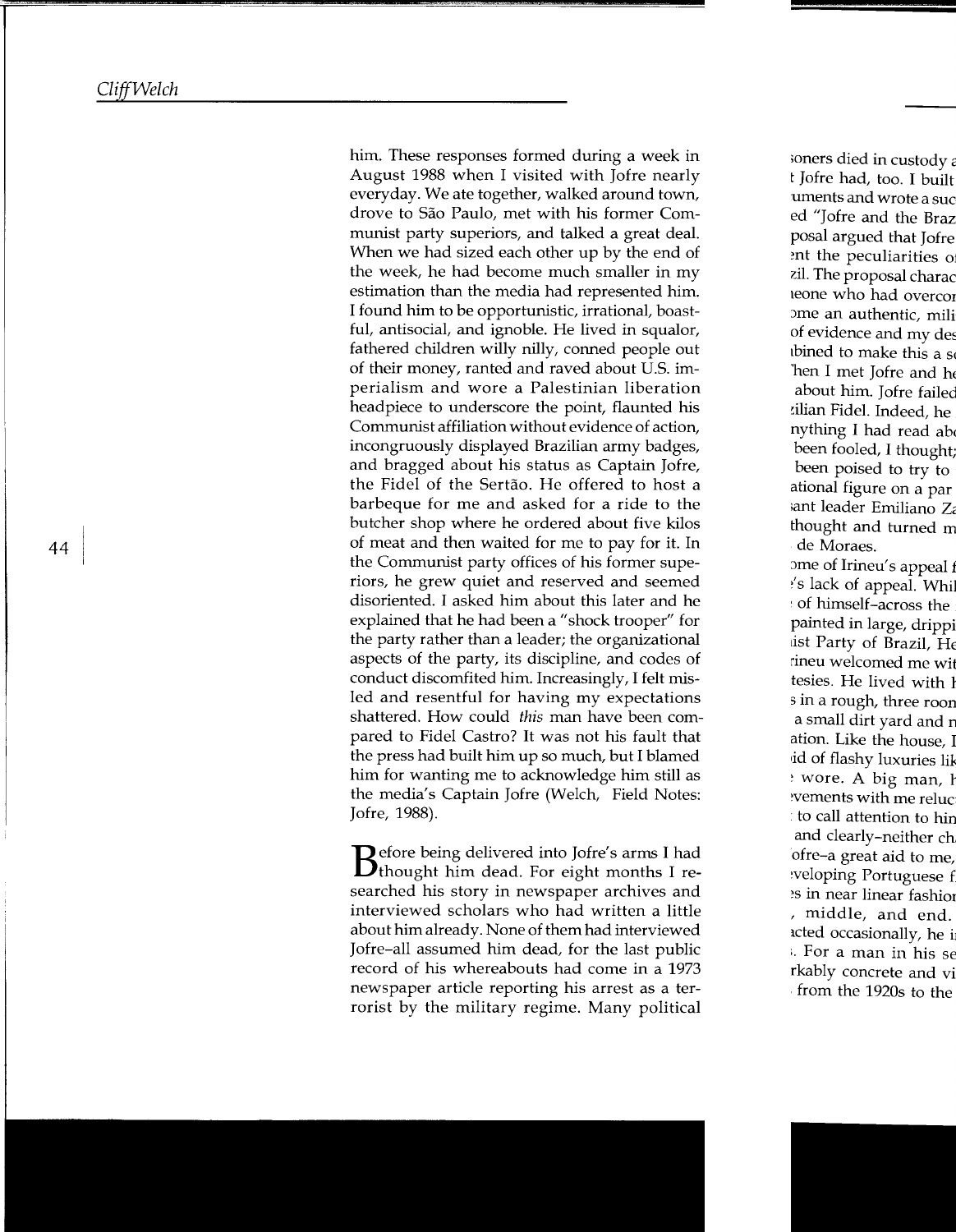him. These responses formed during a week in August 1988 when I visited with Jofre nearly everyday. We ate together, walked around town, drove to São Paulo, met with his former Communist party superiors, and talked a great deal. When we had sized each other up by the end of the week, he had become much smaller in my estimation than the media had represented him. I found him to be opportunistic, irrational, boastful, antisocial, and ignoble. He lived in squalor, fathered children willy nilly, conned people out of their money, ranted and raved about U.S. imperialism and wore a Palestinian liberation headpiece to underscore the point, flaunted his Communist affiliation without evidence of action, incongruously displayed Brazilian army badges, and bragged about his status as Captain Jofre, the Fidel of the Sertão. He offered to host a barbeque for me and asked for a ride to the butcher shop where he ordered about five kilos of meat and then waited for me to pay for it. In the Communist party offices of his former superiors, he grew quiet and reserved and seemed disoriented. I asked him about this later and he explained that he had been a "shock trooper" for the party rather than a leader; the organizational aspects of the party, its discipline, and codes of conduct discomfited him. Increasingly, I felt misled and resentful for having my expectations shattered. How could *this* man have been compared to Fidel Castro? It was not his fault that the press had built him up so much, but I blamed him for wanting me to acknowledge him still as the media's Captain Jofre (Welch, Field Notes: Jofre, 1988).

Before being delivered into Jofre's arms I had thought him dead. For eight months I researched his story in newspaper archives and interviewed scholars who had written a little about him already. None of them had interviewed Jofre–all assumed him dead, for the last public record of his whereabouts had come in a 1973 newspaper article reporting his arrest as a terrorist by the military regime. Many political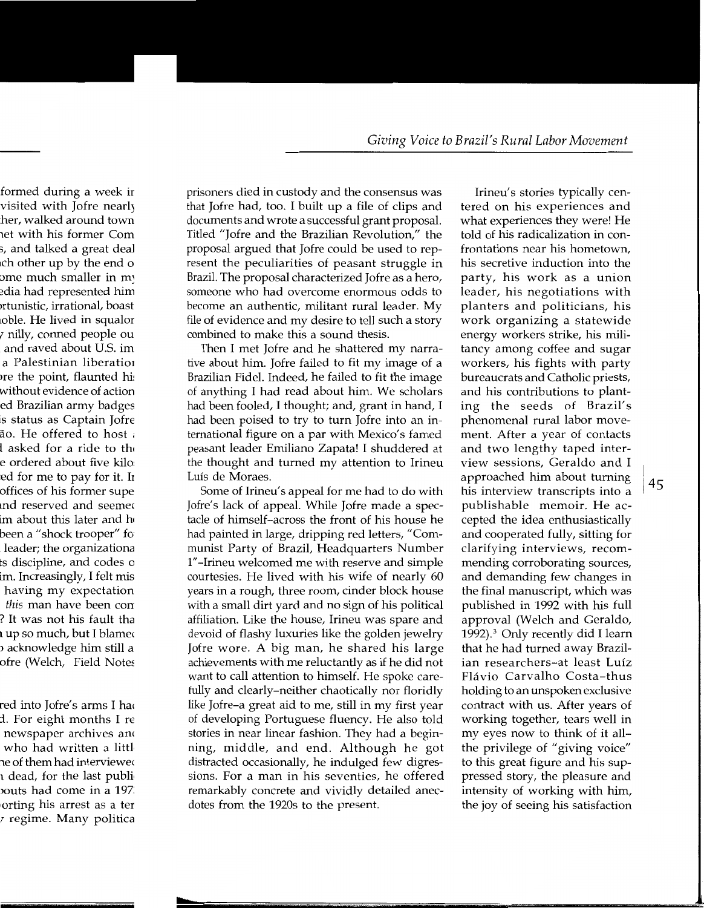prisoners died in custody and the consensus was that Jofre had, too. I built up a file of clips and documents and wrote a successful grant proposal. Titled "Jofre and the Brazilian Revolution," the proposal argued that Jofre could be used to represent the peculiarities of peasant struggle in Brazil. The proposal characterized Jofre as a hero, someone who had overcome enormous odds to become an authentic, militant rural leader. My file of evidence and my desire to tell such a story combined to make this a sound thesis.

Then I met Jofre and he shattered my narrative about him. Jofre failed to fit my image of a Brazilian Fidel. Indeed, he failed to fit the image of anything I had read about him. We scholars had been fooled, I thought; and, grant in hand, I had been poised to try to turn Jofre into an international figure on a par with Mexico's famed peasant leader Emiliano Zapata! I shuddered at the thought and turned my attention to Irineu Luís de Moraes.

Some of Irineu's appeal for me had to do with Jofre's lack of appeal. While Jofre made a spectacle of himself–across the front of his house he had painted in large, dripping red letters, "Communist Party of Brazil, Headquarters Number 1"–Irineu welcomed me with reserve and simple courtesies. He lived with his wife of nearly 60 years in a rough, three room, cinder block house with a small dirt yard and no sign of his political affiliation. Like the house, Irineu was spare and devoid of flashy luxuries like the golden jewelry Jofre wore. A big man, he shared his large achievements with me reluctantly as if he did not want to call attention to himself. He spoke carefully and clearly–neither chaotically nor floridly like Jofre–a great aid to me, still in my first year of developing Portuguese fluency. He also told stories in near linear fashion. They had a beginning, middle, and end. Although he got distracted occasionally, he indulged few digressions. For a man in his seventies, he offered remarkably concrete and vividly detailed anecdotes from the 1920s to the present.

Irineu's stories typically centered on his experiences and what experiences they were! He told of his radicalization in confrontations near his hometown, his secretive induction into the party, his work as a union leader, his negotiations with planters and politicians, his work organizing a statewide energy workers strike, his militancy among coffee and sugar workers, his fights with party bureaucrats and Catholic priests, and his contributions to planting the seeds of Brazil's phenomenal rural labor movement. After a year of contacts and two lengthy taped interview sessions, Geraldo and I approached him about turning his interview transcripts into a publishable memoir. He accepted the idea enthusiastically and cooperated fully, sitting for clarifying interviews, recommending corroborating sources, and demanding few changes in the final manuscript, which was published in 1992 with his full approval (Welch and Geraldo, 1992).[3] Only recently did I learn that he had turned away Brazilian researchers–at least Luíz Flávio Carvalho Costa–thus holding to an unspoken exclusive contract with us. After years of working together, tears well in my eyes now to think of it all–the privilege of "giving voice" to this great figure and his suppressed story, the pleasure and intensity of working with him, the joy of seeing his satisfaction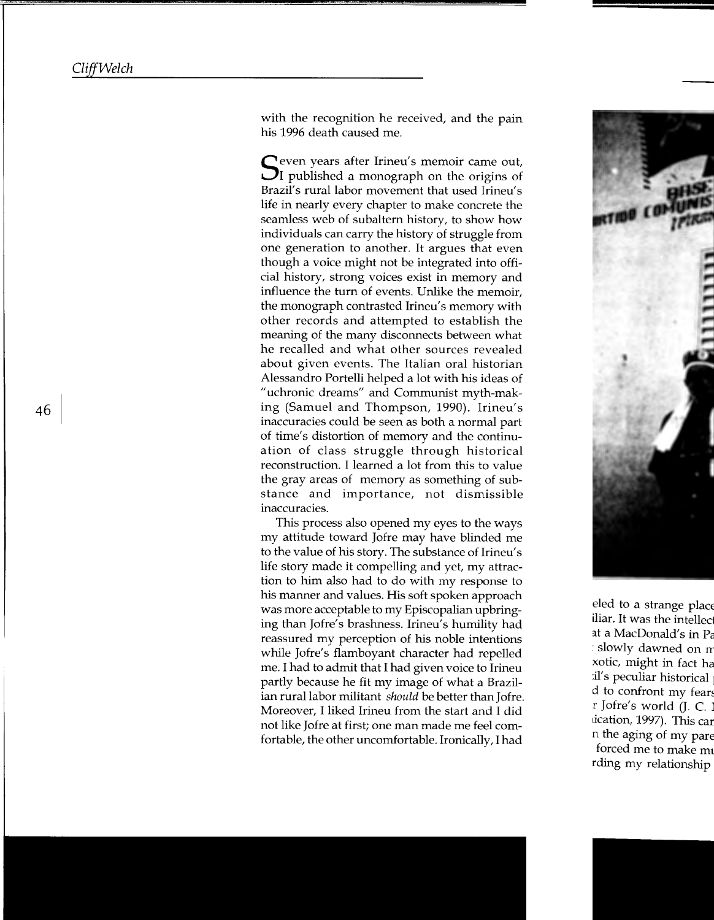with the recognition he received, and the pain his 1996 death caused me.

Seven years after Irineu's memoir came out, I published a monograph on the origins of Brazil's rural labor movement that used Irineu's life in nearly every chapter to make concrete the seamless web of subaltern history, to show how individuals can carry the history of struggle from one generation to another. It argues that even though a voice might not be integrated into official history, strong voices exist in memory and influence the turn of events. Unlike the memoir, the monograph contrasted Irineu's memory with other records and attempted to establish the meaning of the many disconnects between what he recalled and what other sources revealed about given events. The Italian oral historian Alessandro Portelli helped a lot with his ideas of "uchronic dreams" and Communist myth-making (Samuel and Thompson, 1990). Irineu's inaccuracies could be seen as both a normal part of time's distortion of memory and the continuation of class struggle through historical reconstruction. I learned a lot from this to value the gray areas of memory as something of substance and importance, not dismissible inaccuracies.

This process also opened my eyes to the ways my attitude toward Jofre may have blinded me to the value of his story. The substance of Irineu's life story made it compelling and yet, my attraction to him also had to do with my response to his manner and values. His soft spoken approach was more acceptable to my Episcopalian upbringing than Jofre's brashness. Irineu's humility had reassured my perception of his noble intentions while Jofre's flamboyant character had repelled me. I had to admit that I had given voice to Irineu partly because he fit my image of what a Brazilian rural labor militant *should* be better than Jofre. Moreover, I liked Irineu from the start and I did not like Jofre at first; one man made me feel comfortable, the other uncomfortable. Ironically, I had

eled to a strange place
iliar. It was the intellect
at a MacDonald's in Pa
slowly dawned on m
xotic, might in fact ha
il's peculiar historical
d to confront my fears
r Jofre's world (J. C. 
ication, 1997). This car
n the aging of my pare
forced me to make mu
rding my relationship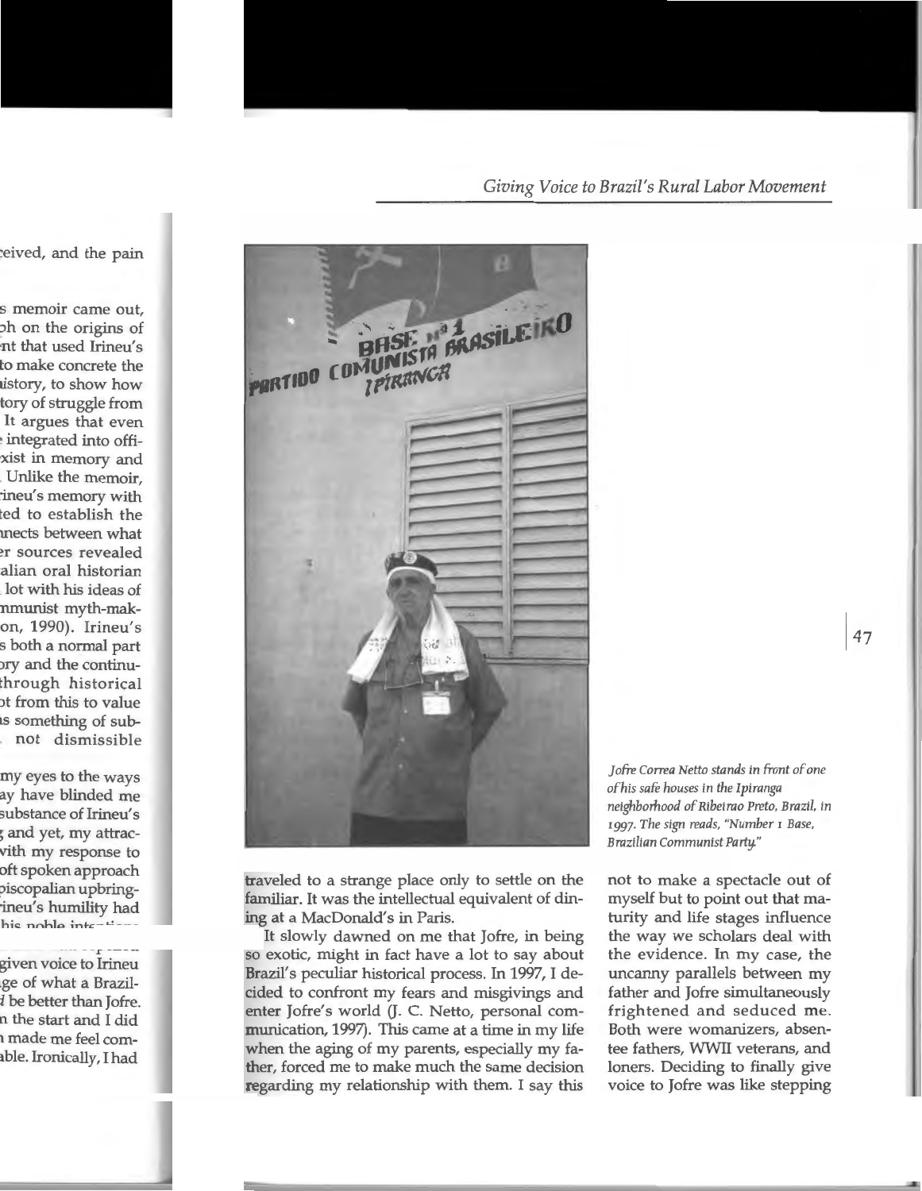traveled to a strange place only to settle on the familiar. It was the intellectual equivalent of dining at a MacDonald's in Paris.

It slowly dawned on me that Jofre, in being so exotic, might in fact have a lot to say about Brazil's peculiar historical process. In 1997, I decided to confront my fears and misgivings and enter Jofre's world (J. C. Netto, personal communication, 1997). This came at a time in my life when the aging of my parents, especially my father, forced me to make much the same decision regarding my relationship with them. I say this not to make a spectacle out of myself but to point out that maturity and life stages influence the way we scholars deal with the evidence. In my case, the uncanny parallels between my father and Jofre simultaneously frightened and seduced me. Both were womanizers, absentee fathers, WWII veterans, and loners. Deciding to finally give voice to Jofre was like stepping

*Jofre Correa Netto stands in front of one of his safe houses in the Ipiranga neighborhood of Ribeirao Preto, Brazil, in 1997. The sign reads, "Number 1 Base, Brazilian Communist Party."*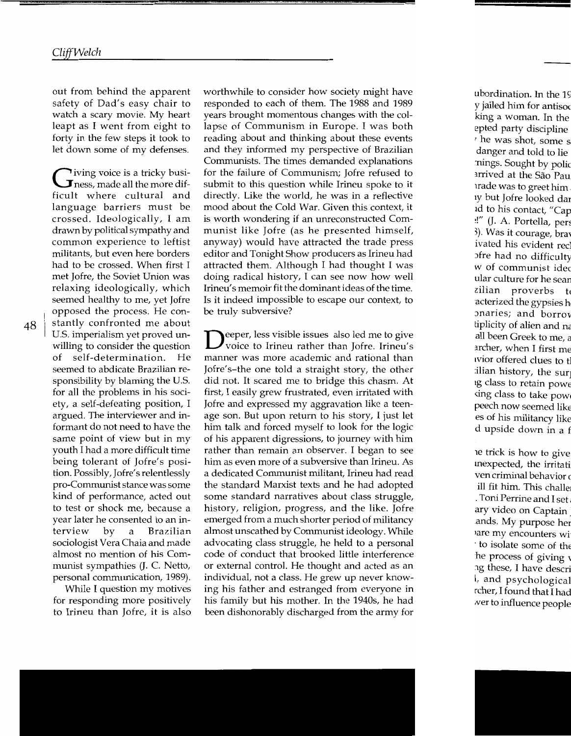out from behind the apparent safety of Dad's easy chair to watch a scary movie. My heart leapt as I went from eight to forty in the few steps it took to let down some of my defenses.

Giving voice is a tricky business, made all the more difficult where cultural and language barriers must be crossed. Ideologically, I am drawn by political sympathy and common experience to leftist militants, but even here borders had to be crossed. When first I met Jofre, the Soviet Union was relaxing ideologically, which seemed healthy to me, yet Jofre opposed the process. He constantly confronted me about U.S. imperialism yet proved unwilling to consider the question of self-determination. He seemed to abdicate Brazilian responsibility by blaming the U.S. for all the problems in his society, a self-defeating position, I argued. The interviewer and informant do not need to have the same point of view but in my youth I had a more difficult time being tolerant of Jofre's position. Possibly, Jofre's relentlessly pro-Communist stance was some kind of performance, acted out to test or shock me, because a year later he consented to an interview by a Brazilian sociologist Vera Chaia and made almost no mention of his Communist sympathies (J. C. Netto, personal communication, 1989).

While I question my motives for responding more positively to Irineu than Jofre, it is also worthwhile to consider how society might have responded to each of them. The 1988 and 1989 years brought momentous changes with the collapse of Communism in Europe. I was both reading about and thinking about these events and they informed my perspective of Brazilian Communists. The times demanded explanations for the failure of Communism; Jofre refused to submit to this question while Irineu spoke to it directly. Like the world, he was in a reflective mood about the Cold War. Given this context, it is worth wondering if an unreconstructed Communist like Jofre (as he presented himself, anyway) would have attracted the trade press editor and Tonight Show producers as Irineu had attracted them. Although I had thought I was doing radical history, I can see now how well Irineu's memoir fit the dominant ideas of the time. Is it indeed impossible to escape our context, to be truly subversive?

Deeper, less visible issues also led me to give voice to Irineu rather than Jofre. Irineu's manner was more academic and rational than Jofre's–the one told a straight story, the other did not. It scared me to bridge this chasm. At first, I easily grew frustrated, even irritated with Jofre and expressed my aggravation like a teenage son. But upon return to his story, I just let him talk and forced myself to look for the logic of his apparent digressions, to journey with him rather than remain an observer. I began to see him as even more of a subversive than Irineu. As a dedicated Communist militant, Irineu had read the standard Marxist texts and he had adopted some standard narratives about class struggle, history, religion, progress, and the like. Jofre emerged from a much shorter period of militancy almost unscathed by Communist ideology. While advocating class struggle, he held to a personal code of conduct that brooked little interference or external control. He thought and acted as an individual, not a class. He grew up never knowing his father and estranged from everyone in his family but his mother. In the 1940s, he had been dishonorably discharged from the army for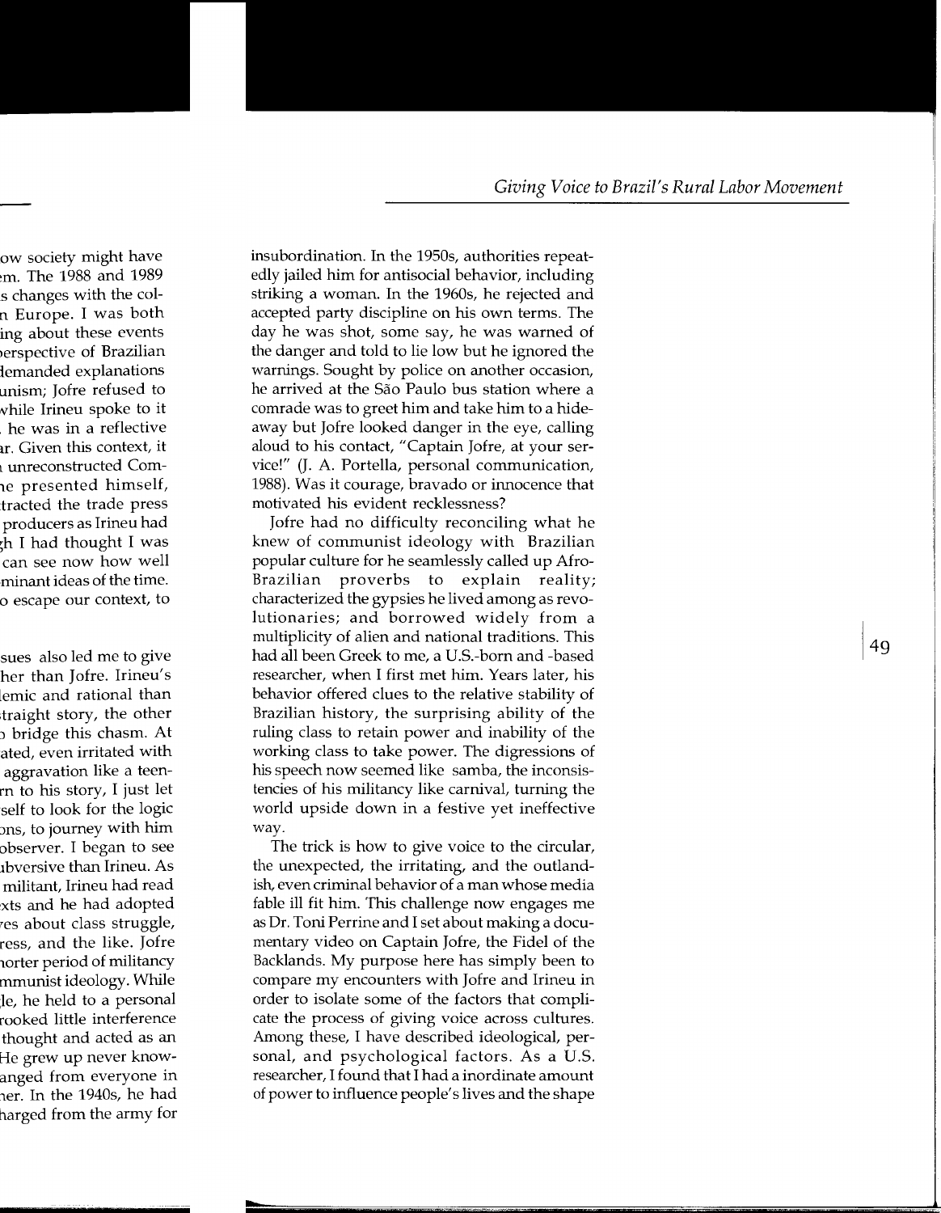insubordination. In the 1950s, authorities repeatedly jailed him for antisocial behavior, including striking a woman. In the 1960s, he rejected and accepted party discipline on his own terms. The day he was shot, some say, he was warned of the danger and told to lie low but he ignored the warnings. Sought by police on another occasion, he arrived at the São Paulo bus station where a comrade was to greet him and take him to a hideaway but Jofre looked danger in the eye, calling aloud to his contact, "Captain Jofre, at your service!" (J. A. Portella, personal communication, 1988). Was it courage, bravado or innocence that motivated his evident recklessness?

Jofre had no difficulty reconciling what he knew of communist ideology with Brazilian popular culture for he seamlessly called up Afro-Brazilian proverbs to explain reality; characterized the gypsies he lived among as revolutionaries; and borrowed widely from a multiplicity of alien and national traditions. This had all been Greek to me, a U.S.-born and -based researcher, when I first met him. Years later, his behavior offered clues to the relative stability of Brazilian history, the surprising ability of the ruling class to retain power and inability of the working class to take power. The digressions of his speech now seemed like samba, the inconsistencies of his militancy like carnival, turning the world upside down in a festive yet ineffective way.

The trick is how to give voice to the circular, the unexpected, the irritating, and the outlandish, even criminal behavior of a man whose media fable ill fit him. This challenge now engages me as Dr. Toni Perrine and I set about making a documentary video on Captain Jofre, the Fidel of the Backlands. My purpose here has simply been to compare my encounters with Jofre and Irineu in order to isolate some of the factors that complicate the process of giving voice across cultures. Among these, I have described ideological, personal, and psychological factors. As a U.S. researcher, I found that I had a inordinate amount of power to influence people's lives and the shape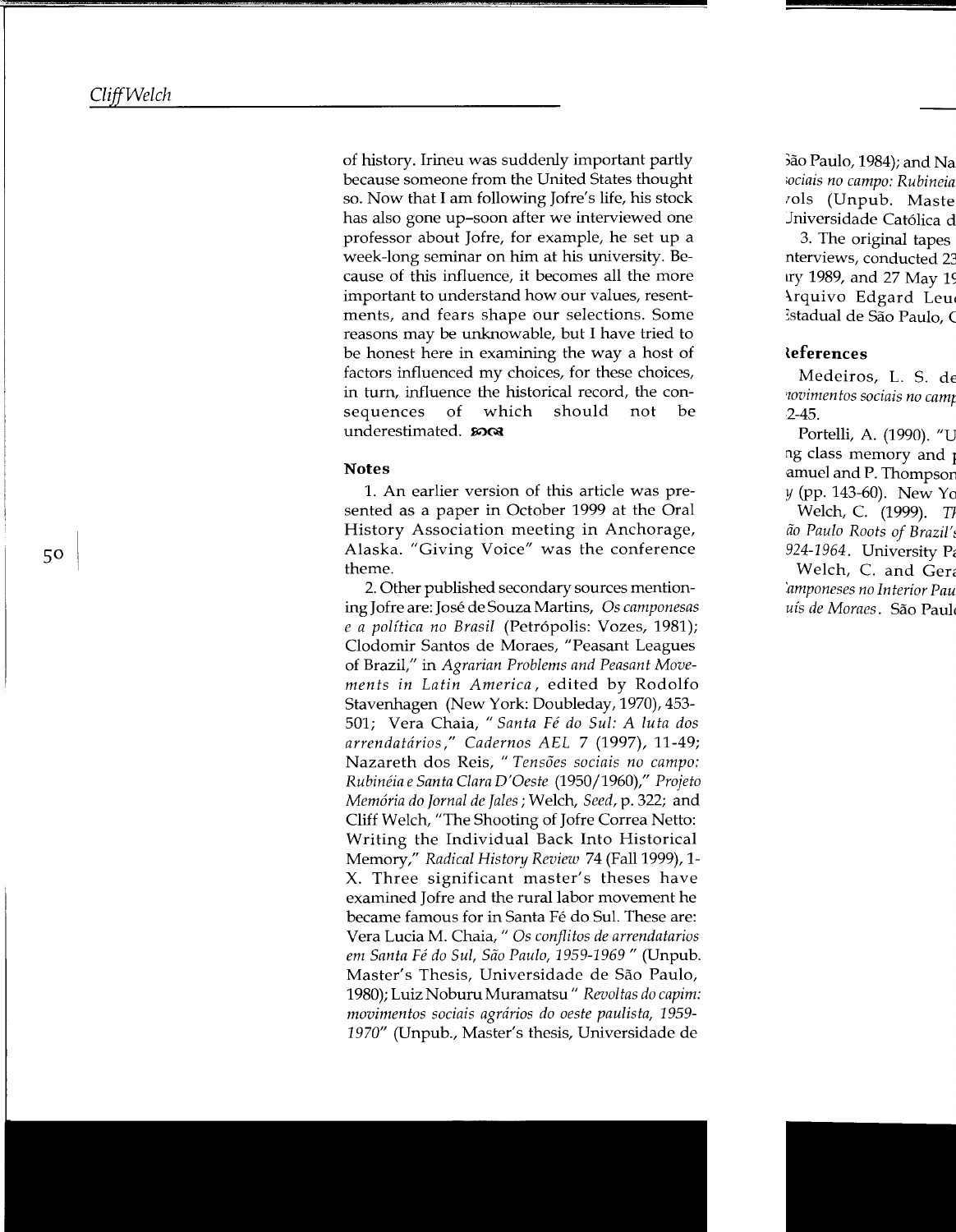of history. Irineu was suddenly important partly because someone from the United States thought so. Now that I am following Jofre's life, his stock has also gone up–soon after we interviewed one professor about Jofre, for example, he set up a week-long seminar on him at his university. Because of this influence, it becomes all the more important to understand how our values, resentments, and fears shape our selections. Some reasons may be unknowable, but I have tried to be honest here in examining the way a host of factors influenced my choices, for these choices, in turn, influence the historical record, the consequences of which should not be underestimated.

### Notes

1. An earlier version of this article was presented as a paper in October 1999 at the Oral History Association meeting in Anchorage, Alaska. "Giving Voice" was the conference theme.

2. Other published secondary sources mentioning Jofre are: José de Souza Martins, *Os camponesas e a política no Brasil* (Petrópolis: Vozes, 1981); Clodomir Santos de Moraes, "Peasant Leagues of Brazil," in *Agrarian Problems and Peasant Movements in Latin America*, edited by Rodolfo Stavenhagen (New York: Doubleday, 1970), 453-501; Vera Chaia, "*Santa Fé do Sul: A luta dos arrendatários*," *Cadernos AEL* 7 (1997), 11-49; Nazareth dos Reis, "*Tensões sociais no campo: Rubinéia e Santa Clara D'Oeste* (1950/1960)," *Projeto Memória do Jornal de Jales*; Welch, *Seed*, p. 322; and Cliff Welch, "The Shooting of Jofre Correa Netto: Writing the Individual Back Into Historical Memory," *Radical History Review* 74 (Fall 1999), 1-X. Three significant master's theses have examined Jofre and the rural labor movement he became famous for in Santa Fé do Sul. These are: Vera Lucia M. Chaia, "*Os conflitos de arrendatarios em Santa Fé do Sul, São Paulo, 1959-1969*" (Unpub. Master's Thesis, Universidade de São Paulo, 1980); Luiz Noburu Muramatsu "*Revoltas do capim: movimentos sociais agrários do oeste paulista, 1959-1970*" (Unpub., Master's thesis, Universidade de São Paulo, 1984); and Na... *...ociais no campo: Rubineia* ...ols (Unpub. Maste... Universidade Católica d...

3. The original tapes ... interviews, conducted 2... ...ry 1989, and 27 May 1... Arquivo Edgard Leu... Estadual de São Paulo, C...

### References

Medeiros, L. S. de... *movimentos sociais no camp...* ...2-45.

Portelli, A. (1990). "U... ...ng class memory and ... Samuel and P. Thompson... ...y (pp. 143-60). New Yo...

Welch, C. (1999). *Th... São Paulo Roots of Brazil's... 1924-1964*. University P...

Welch, C. and Gera... *Camponeses no Interior Pau... Luís de Moraes*. São Paul...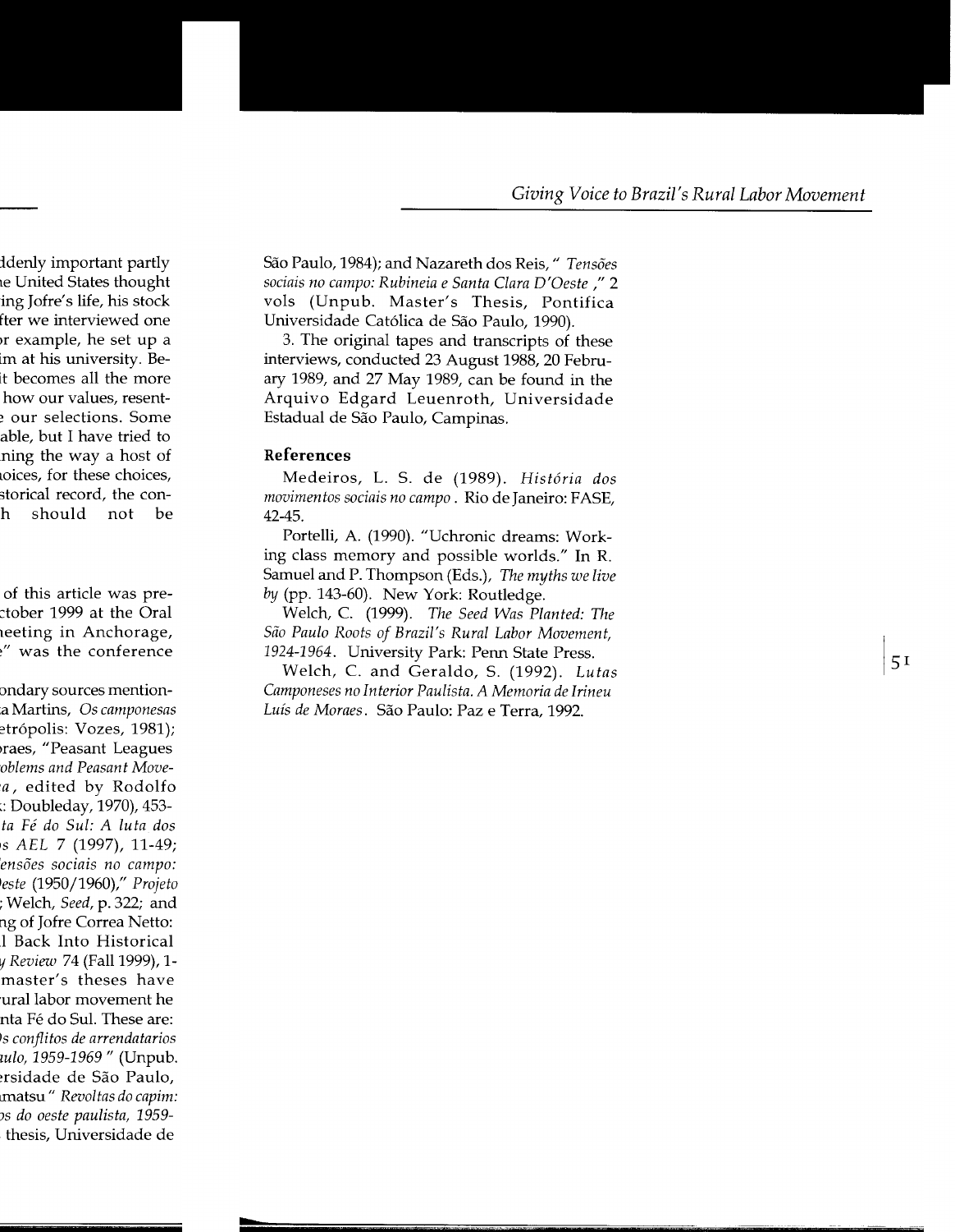São Paulo, 1984); and Nazareth dos Reis, " *Tensões sociais no campo: Rubineia e Santa Clara D'Oeste* ," 2 vols (Unpub. Master's Thesis, Pontifica Universidade Católica de São Paulo, 1990).

3. The original tapes and transcripts of these interviews, conducted 23 August 1988, 20 February 1989, and 27 May 1989, can be found in the Arquivo Edgard Leuenroth, Universidade Estadual de São Paulo, Campinas.

### References

Medeiros, L. S. de (1989). *História dos movimentos sociais no campo* . Rio de Janeiro: FASE, 42-45.

Portelli, A. (1990). "Uchronic dreams: Working class memory and possible worlds." In R. Samuel and P. Thompson (Eds.), *The myths we live by* (pp. 143-60). New York: Routledge.

Welch, C. (1999). *The Seed Was Planted: The São Paulo Roots of Brazil's Rural Labor Movement, 1924-1964*. University Park: Penn State Press.

Welch, C. and Geraldo, S. (1992). *Lutas Camponeses no Interior Paulista. A Memoria de Irineu Luís de Moraes*. São Paulo: Paz e Terra, 1992.